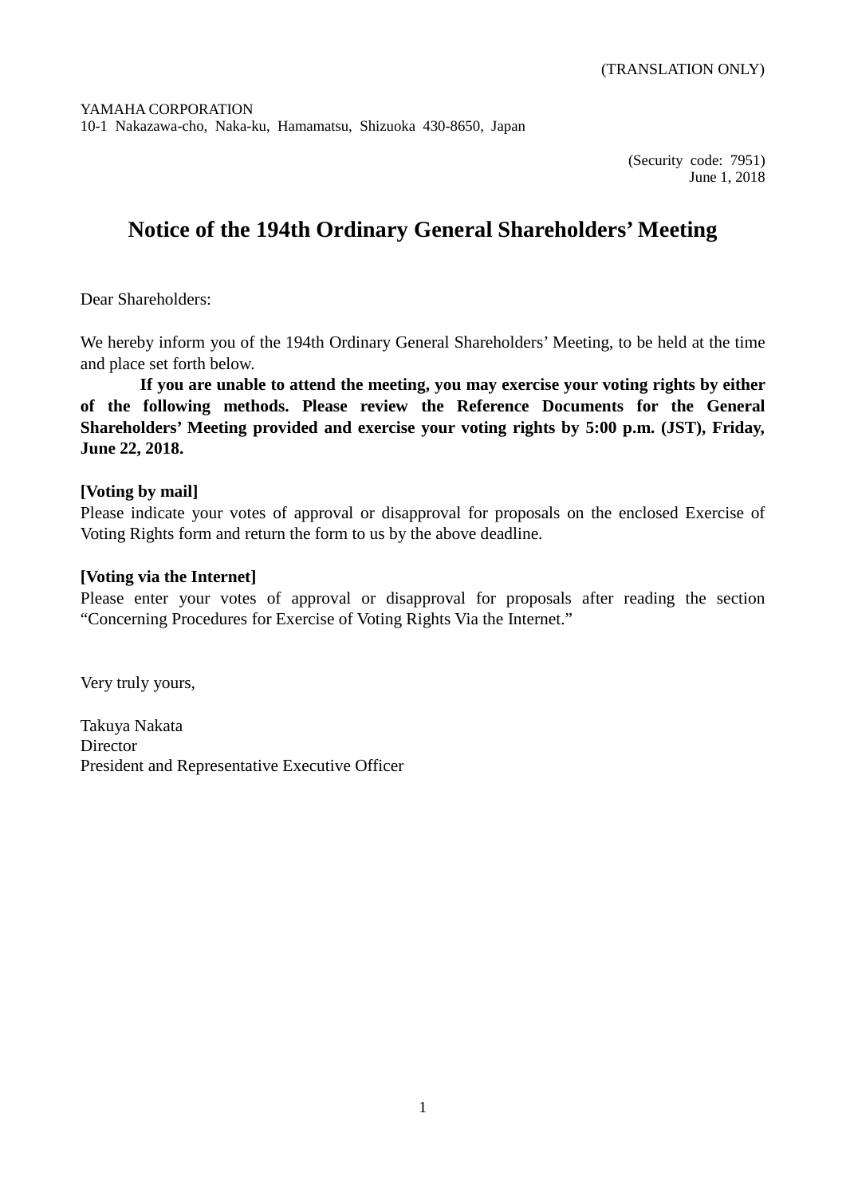(TRANSLATION ONLY)

YAMAHA CORPORATION
10-1 Nakazawa-cho, Naka-ku, Hamamatsu, Shizuoka 430-8650, Japan

(Security code: 7951)
June 1, 2018

# Notice of the 194th Ordinary General Shareholders' Meeting

Dear Shareholders:

We hereby inform you of the 194th Ordinary General Shareholders' Meeting, to be held at the time and place set forth below.

**If you are unable to attend the meeting, you may exercise your voting rights by either of the following methods. Please review the Reference Documents for the General Shareholders' Meeting provided and exercise your voting rights by 5:00 p.m. (JST), Friday, June 22, 2018.**

**[Voting by mail]**
Please indicate your votes of approval or disapproval for proposals on the enclosed Exercise of Voting Rights form and return the form to us by the above deadline.

**[Voting via the Internet]**
Please enter your votes of approval or disapproval for proposals after reading the section "Concerning Procedures for Exercise of Voting Rights Via the Internet."

Very truly yours,

Takuya Nakata
Director
President and Representative Executive Officer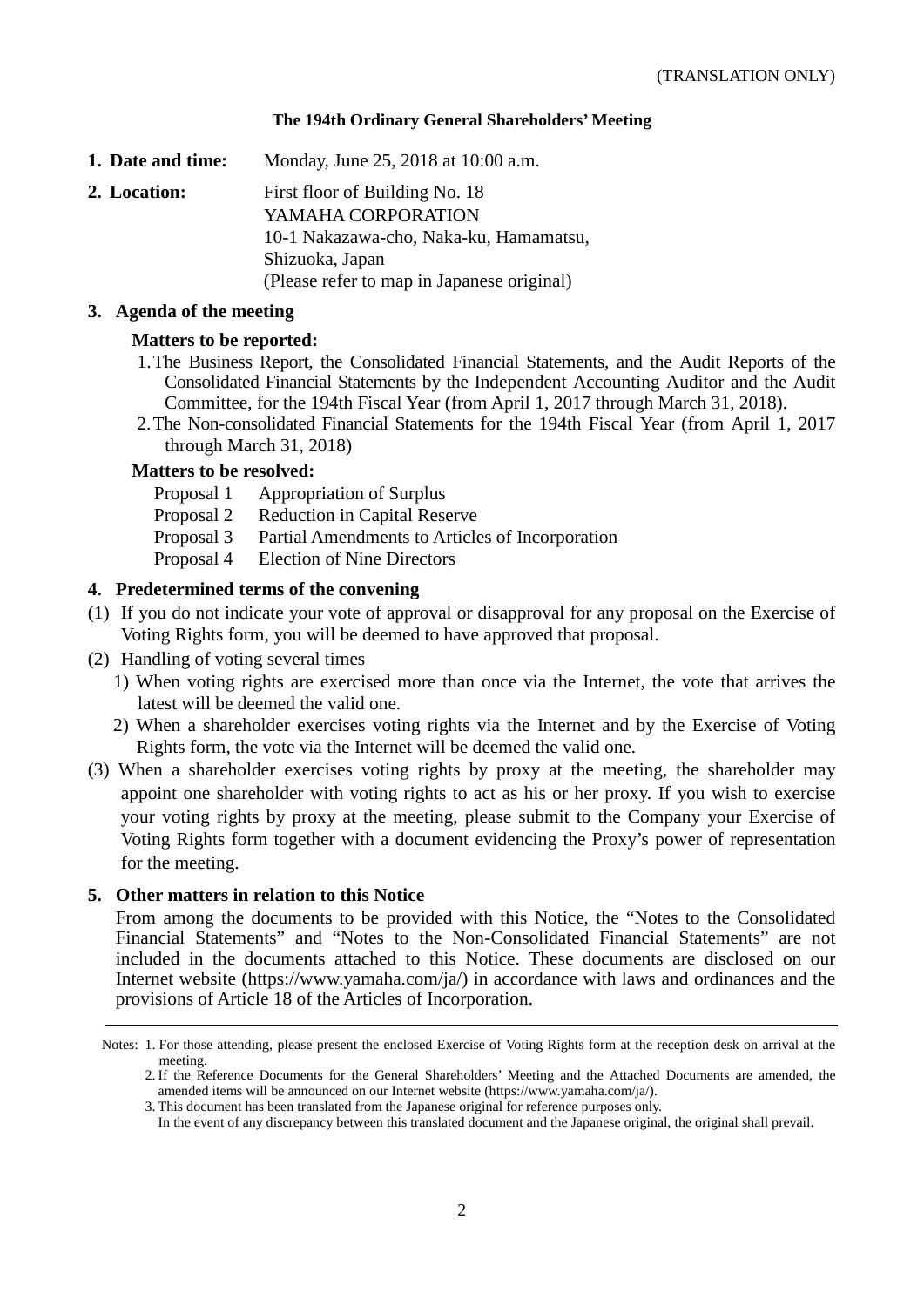(TRANSLATION ONLY)

## The 194th Ordinary General Shareholders' Meeting

**1. Date and time:** Monday, June 25, 2018 at 10:00 a.m.

**2. Location:** First floor of Building No. 18
YAMAHA CORPORATION
10-1 Nakazawa-cho, Naka-ku, Hamamatsu,
Shizuoka, Japan
(Please refer to map in Japanese original)

### 3. Agenda of the meeting

**Matters to be reported:**

1. The Business Report, the Consolidated Financial Statements, and the Audit Reports of the Consolidated Financial Statements by the Independent Accounting Auditor and the Audit Committee, for the 194th Fiscal Year (from April 1, 2017 through March 31, 2018).
2. The Non-consolidated Financial Statements for the 194th Fiscal Year (from April 1, 2017 through March 31, 2018)

**Matters to be resolved:**

Proposal 1 Appropriation of Surplus
Proposal 2 Reduction in Capital Reserve
Proposal 3 Partial Amendments to Articles of Incorporation
Proposal 4 Election of Nine Directors

### 4. Predetermined terms of the convening

(1) If you do not indicate your vote of approval or disapproval for any proposal on the Exercise of Voting Rights form, you will be deemed to have approved that proposal.

(2) Handling of voting several times
1) When voting rights are exercised more than once via the Internet, the vote that arrives the latest will be deemed the valid one.
2) When a shareholder exercises voting rights via the Internet and by the Exercise of Voting Rights form, the vote via the Internet will be deemed the valid one.

(3) When a shareholder exercises voting rights by proxy at the meeting, the shareholder may appoint one shareholder with voting rights to act as his or her proxy. If you wish to exercise your voting rights by proxy at the meeting, please submit to the Company your Exercise of Voting Rights form together with a document evidencing the Proxy's power of representation for the meeting.

### 5. Other matters in relation to this Notice

From among the documents to be provided with this Notice, the "Notes to the Consolidated Financial Statements" and "Notes to the Non-Consolidated Financial Statements" are not included in the documents attached to this Notice. These documents are disclosed on our Internet website (https://www.yamaha.com/ja/) in accordance with laws and ordinances and the provisions of Article 18 of the Articles of Incorporation.

---

Notes: 1. For those attending, please present the enclosed Exercise of Voting Rights form at the reception desk on arrival at the meeting.
2. If the Reference Documents for the General Shareholders' Meeting and the Attached Documents are amended, the amended items will be announced on our Internet website (https://www.yamaha.com/ja/).
3. This document has been translated from the Japanese original for reference purposes only.
In the event of any discrepancy between this translated document and the Japanese original, the original shall prevail.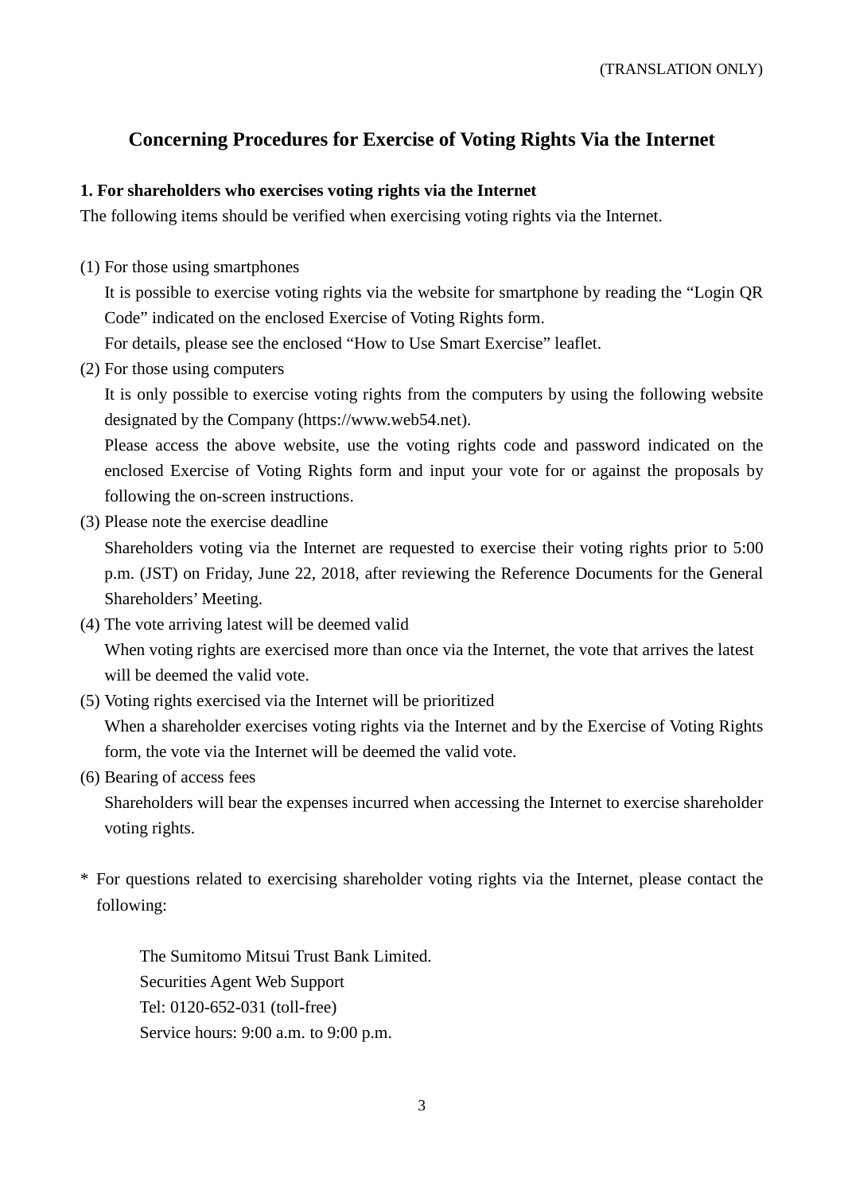(TRANSLATION ONLY)

# Concerning Procedures for Exercise of Voting Rights Via the Internet

**1. For shareholders who exercises voting rights via the Internet**

The following items should be verified when exercising voting rights via the Internet.

(1) For those using smartphones

It is possible to exercise voting rights via the website for smartphone by reading the "Login QR Code" indicated on the enclosed Exercise of Voting Rights form.

For details, please see the enclosed "How to Use Smart Exercise" leaflet.

(2) For those using computers

It is only possible to exercise voting rights from the computers by using the following website designated by the Company (https://www.web54.net).

Please access the above website, use the voting rights code and password indicated on the enclosed Exercise of Voting Rights form and input your vote for or against the proposals by following the on-screen instructions.

(3) Please note the exercise deadline

Shareholders voting via the Internet are requested to exercise their voting rights prior to 5:00 p.m. (JST) on Friday, June 22, 2018, after reviewing the Reference Documents for the General Shareholders' Meeting.

(4) The vote arriving latest will be deemed valid

When voting rights are exercised more than once via the Internet, the vote that arrives the latest will be deemed the valid vote.

(5) Voting rights exercised via the Internet will be prioritized

When a shareholder exercises voting rights via the Internet and by the Exercise of Voting Rights form, the vote via the Internet will be deemed the valid vote.

(6) Bearing of access fees

Shareholders will bear the expenses incurred when accessing the Internet to exercise shareholder voting rights.

\* For questions related to exercising shareholder voting rights via the Internet, please contact the following:

The Sumitomo Mitsui Trust Bank Limited.
Securities Agent Web Support
Tel: 0120-652-031 (toll-free)
Service hours: 9:00 a.m. to 9:00 p.m.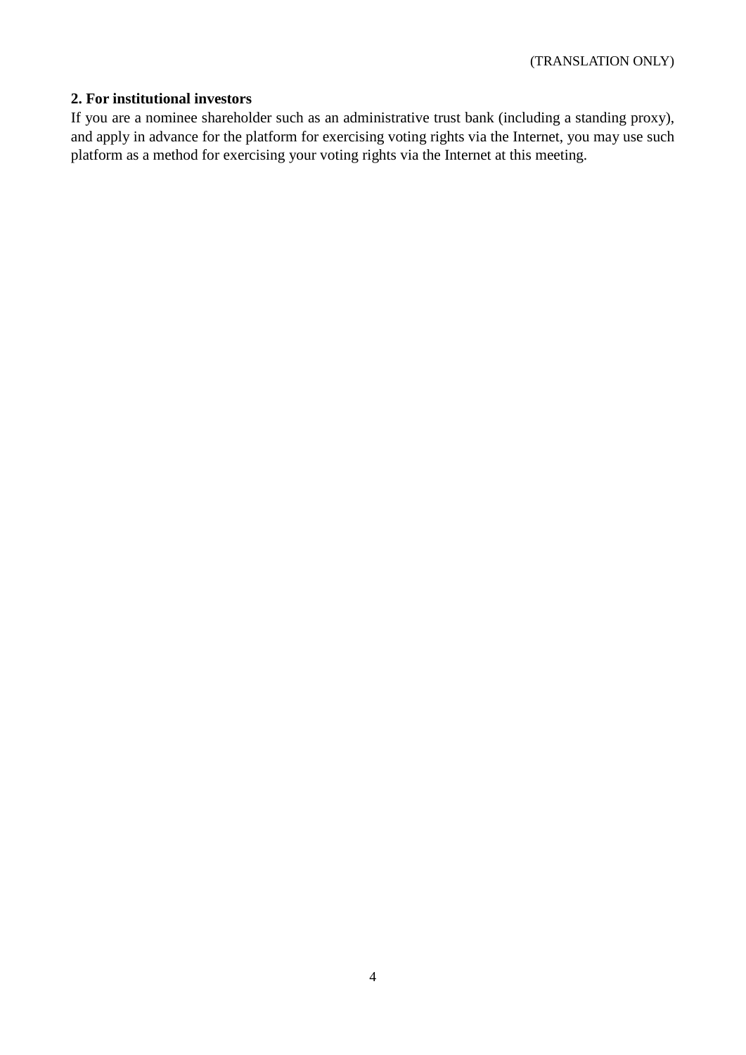(TRANSLATION ONLY)

## 2. For institutional investors

If you are a nominee shareholder such as an administrative trust bank (including a standing proxy), and apply in advance for the platform for exercising voting rights via the Internet, you may use such platform as a method for exercising your voting rights via the Internet at this meeting.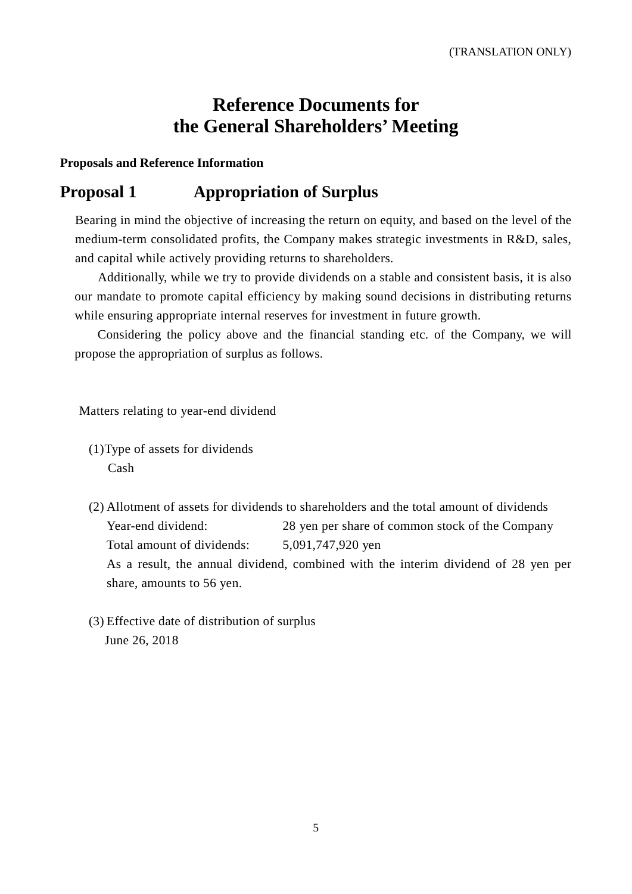(TRANSLATION ONLY)

# Reference Documents for the General Shareholders' Meeting

**Proposals and Reference Information**

## Proposal 1 Appropriation of Surplus

Bearing in mind the objective of increasing the return on equity, and based on the level of the medium-term consolidated profits, the Company makes strategic investments in R&D, sales, and capital while actively providing returns to shareholders.

Additionally, while we try to provide dividends on a stable and consistent basis, it is also our mandate to promote capital efficiency by making sound decisions in distributing returns while ensuring appropriate internal reserves for investment in future growth.

Considering the policy above and the financial standing etc. of the Company, we will propose the appropriation of surplus as follows.

Matters relating to year-end dividend

(1) Type of assets for dividends

Cash

(2) Allotment of assets for dividends to shareholders and the total amount of dividends

Year-end dividend: 28 yen per share of common stock of the Company

Total amount of dividends: 5,091,747,920 yen

As a result, the annual dividend, combined with the interim dividend of 28 yen per share, amounts to 56 yen.

(3) Effective date of distribution of surplus

June 26, 2018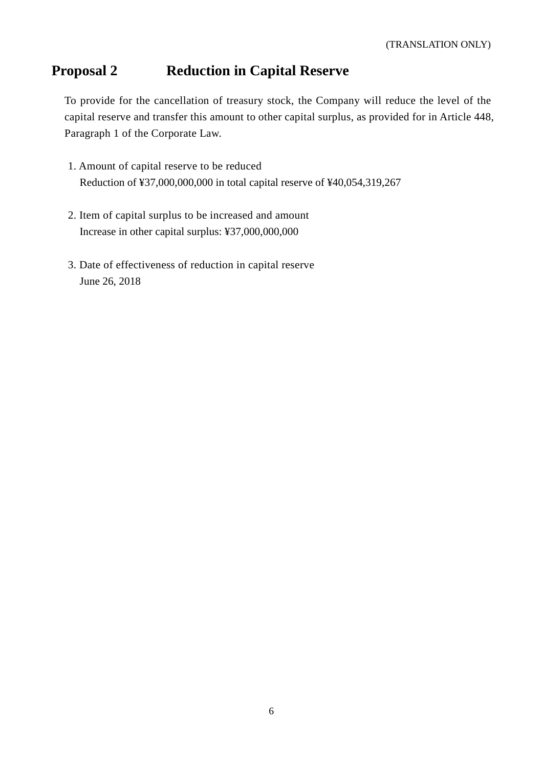(TRANSLATION ONLY)

## Proposal 2 Reduction in Capital Reserve

To provide for the cancellation of treasury stock, the Company will reduce the level of the capital reserve and transfer this amount to other capital surplus, as provided for in Article 448, Paragraph 1 of the Corporate Law.

1. Amount of capital reserve to be reduced
   Reduction of ¥37,000,000,000 in total capital reserve of ¥40,054,319,267

2. Item of capital surplus to be increased and amount
   Increase in other capital surplus: ¥37,000,000,000

3. Date of effectiveness of reduction in capital reserve
   June 26, 2018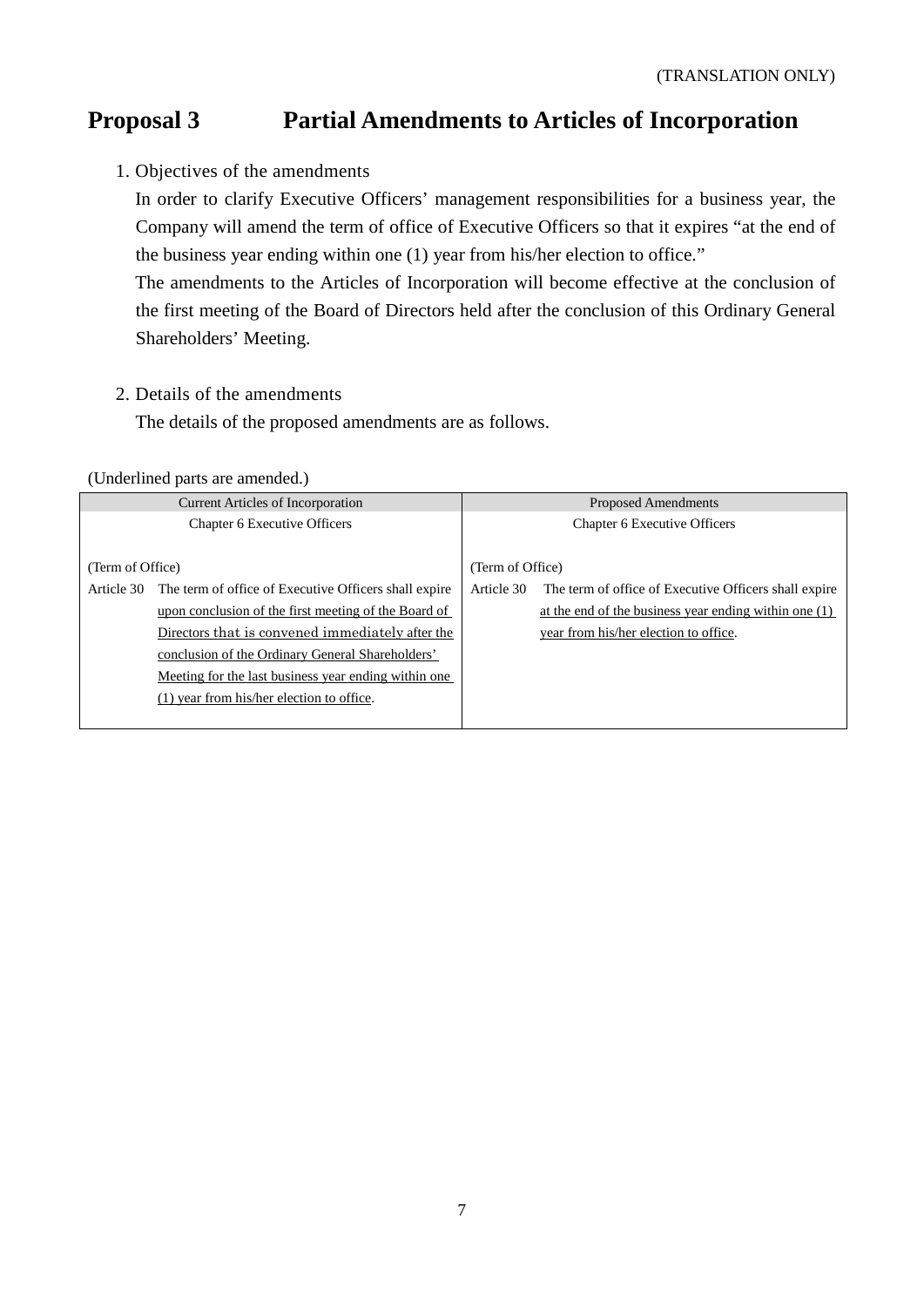(TRANSLATION ONLY)

# Proposal 3 Partial Amendments to Articles of Incorporation

1. Objectives of the amendments

   In order to clarify Executive Officers' management responsibilities for a business year, the Company will amend the term of office of Executive Officers so that it expires "at the end of the business year ending within one (1) year from his/her election to office."

   The amendments to the Articles of Incorporation will become effective at the conclusion of the first meeting of the Board of Directors held after the conclusion of this Ordinary General Shareholders' Meeting.

2. Details of the amendments

   The details of the proposed amendments are as follows.

(Underlined parts are amended.)

| Current Articles of Incorporation | Proposed Amendments |
|---|---|
| Chapter 6 Executive Officers | Chapter 6 Executive Officers |
| (Term of Office)<br>Article 30 The term of office of Executive Officers shall expire <u>upon conclusion of the first meeting of the Board of Directors that is convened immediately after the conclusion of the Ordinary General Shareholders' Meeting for the last business year ending within one (1) year from his/her election to office</u>. | (Term of Office)<br>Article 30 The term of office of Executive Officers shall expire <u>at the end of the business year ending within one (1) year from his/her election to office</u>. |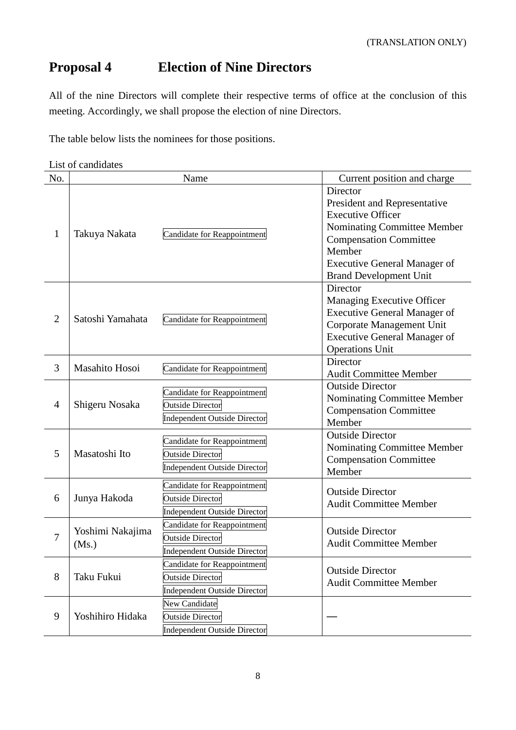(TRANSLATION ONLY)

## Proposal 4 Election of Nine Directors

All of the nine Directors will complete their respective terms of office at the conclusion of this meeting. Accordingly, we shall propose the election of nine Directors.

The table below lists the nominees for those positions.

List of candidates

| No. | Name | | Current position and charge |
|---|---|---|---|
| 1 | Takuya Nakata | Candidate for Reappointment | Director<br>President and Representative Executive Officer<br>Nominating Committee Member<br>Compensation Committee Member<br>Executive General Manager of Brand Development Unit |
| 2 | Satoshi Yamahata | Candidate for Reappointment | Director<br>Managing Executive Officer<br>Executive General Manager of Corporate Management Unit<br>Executive General Manager of Operations Unit |
| 3 | Masahito Hosoi | Candidate for Reappointment | Director<br>Audit Committee Member |
| 4 | Shigeru Nosaka | Candidate for Reappointment<br>Outside Director<br>Independent Outside Director | Outside Director<br>Nominating Committee Member<br>Compensation Committee Member |
| 5 | Masatoshi Ito | Candidate for Reappointment<br>Outside Director<br>Independent Outside Director | Outside Director<br>Nominating Committee Member<br>Compensation Committee Member |
| 6 | Junya Hakoda | Candidate for Reappointment<br>Outside Director<br>Independent Outside Director | Outside Director<br>Audit Committee Member |
| 7 | Yoshimi Nakajima (Ms.) | Candidate for Reappointment<br>Outside Director<br>Independent Outside Director | Outside Director<br>Audit Committee Member |
| 8 | Taku Fukui | Candidate for Reappointment<br>Outside Director<br>Independent Outside Director | Outside Director<br>Audit Committee Member |
| 9 | Yoshihiro Hidaka | New Candidate<br>Outside Director<br>Independent Outside Director | — |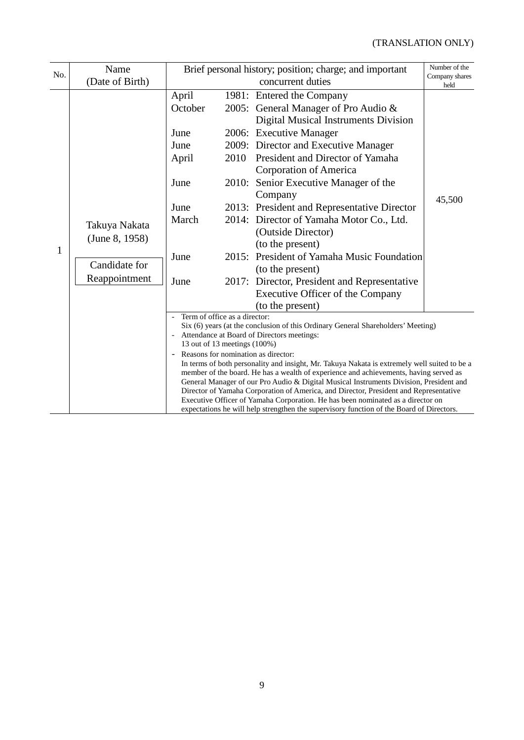(TRANSLATION ONLY)

| No. | Name (Date of Birth) | Brief personal history; position; charge; and important concurrent duties | Number of the Company shares held |
|---|---|---|---|
| 1 | Takuya Nakata (June 8, 1958)<br><br>Candidate for Reappointment | April 1981: Entered the Company<br>October 2005: General Manager of Pro Audio & Digital Musical Instruments Division<br>June 2006: Executive Manager<br>June 2009: Director and Executive Manager<br>April 2010 President and Director of Yamaha Corporation of America<br>June 2010: Senior Executive Manager of the Company<br>June 2013: President and Representative Director<br>March 2014: Director of Yamaha Motor Co., Ltd. (Outside Director) (to the present)<br>June 2015: President of Yamaha Music Foundation (to the present)<br>June 2017: Director, President and Representative Executive Officer of the Company (to the present) | 45,500 |
| | | - Term of office as a director:<br>Six (6) years (at the conclusion of this Ordinary General Shareholders' Meeting)<br>- Attendance at Board of Directors meetings:<br>13 out of 13 meetings (100%)<br>- Reasons for nomination as director:<br>In terms of both personality and insight, Mr. Takuya Nakata is extremely well suited to be a member of the board. He has a wealth of experience and achievements, having served as General Manager of our Pro Audio & Digital Musical Instruments Division, President and Director of Yamaha Corporation of America, and Director, President and Representative Executive Officer of Yamaha Corporation. He has been nominated as a director on expectations he will help strengthen the supervisory function of the Board of Directors. | |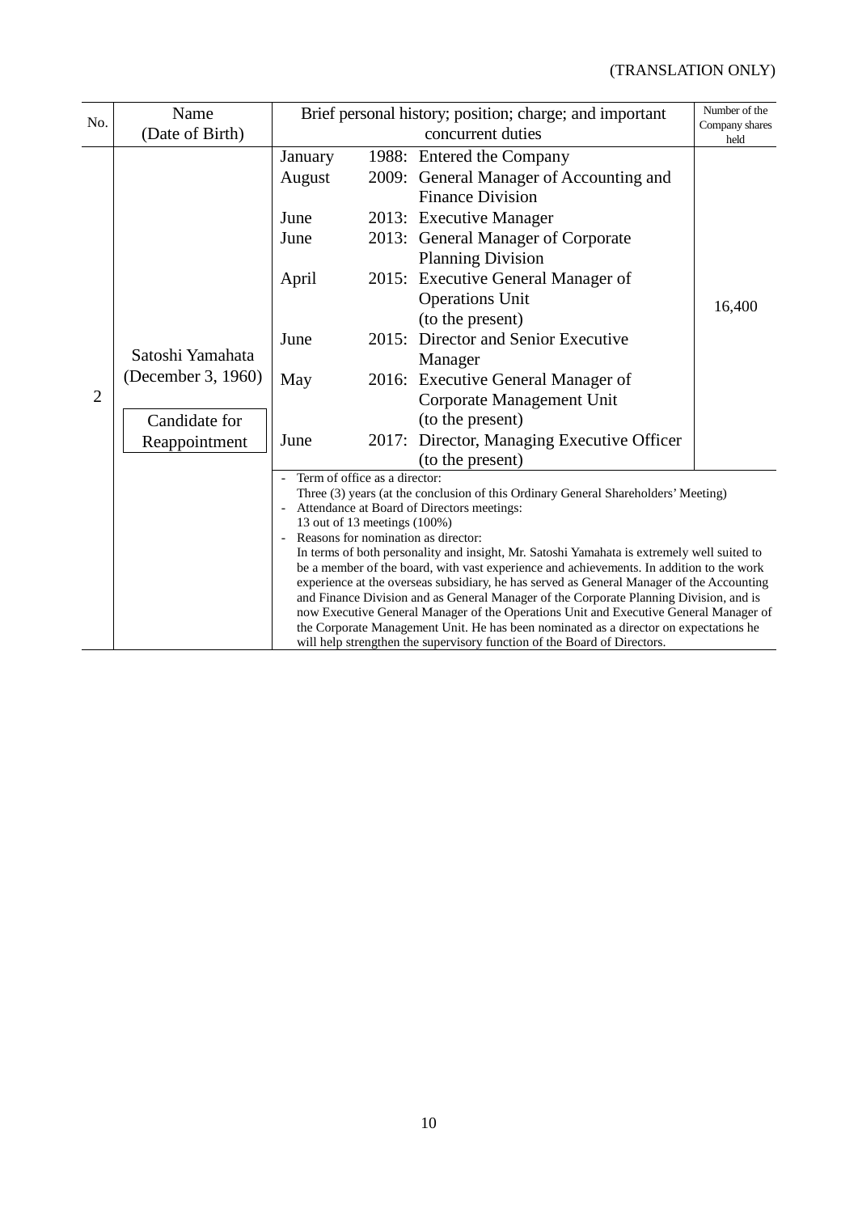(TRANSLATION ONLY)

| No. | Name (Date of Birth) | Brief personal history; position; charge; and important concurrent duties | Number of the Company shares held |
|---|---|---|---|
| 2 | Satoshi Yamahata (December 3, 1960) Candidate for Reappointment | January 1988: Entered the Company<br>August 2009: General Manager of Accounting and Finance Division<br>June 2013: Executive Manager<br>June 2013: General Manager of Corporate Planning Division<br>April 2015: Executive General Manager of Operations Unit (to the present)<br>June 2015: Director and Senior Executive Manager<br>May 2016: Executive General Manager of Corporate Management Unit (to the present)<br>June 2017: Director, Managing Executive Officer (to the present) | 16,400 |
| | | - Term of office as a director:<br>Three (3) years (at the conclusion of this Ordinary General Shareholders' Meeting)<br>- Attendance at Board of Directors meetings:<br>13 out of 13 meetings (100%)<br>- Reasons for nomination as director:<br>In terms of both personality and insight, Mr. Satoshi Yamahata is extremely well suited to be a member of the board, with vast experience and achievements. In addition to the work experience at the overseas subsidiary, he has served as General Manager of the Accounting and Finance Division and as General Manager of the Corporate Planning Division, and is now Executive General Manager of the Operations Unit and Executive General Manager of the Corporate Management Unit. He has been nominated as a director on expectations he will help strengthen the supervisory function of the Board of Directors. | |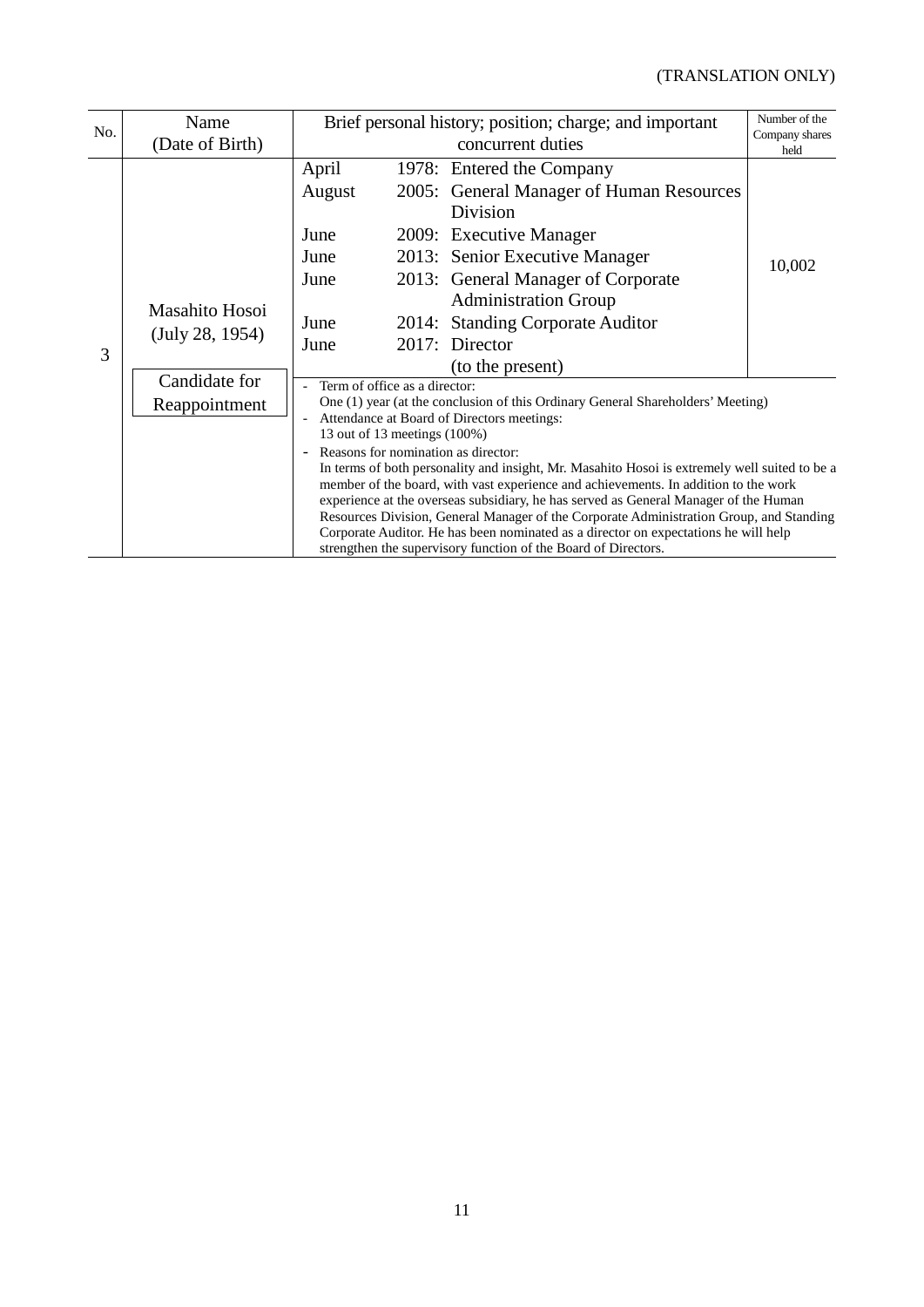(TRANSLATION ONLY)

| No. | Name (Date of Birth) | Brief personal history; position; charge; and important concurrent duties | Number of the Company shares held |
|---|---|---|---|
| 3 | Masahito Hosoi (July 28, 1954)<br><br>Candidate for Reappointment | April 1978: Entered the Company<br>August 2005: General Manager of Human Resources Division<br>June 2009: Executive Manager<br>June 2013: Senior Executive Manager<br>June 2013: General Manager of Corporate Administration Group<br>June 2014: Standing Corporate Auditor<br>June 2017: Director (to the present) | 10,002 |
| | | - Term of office as a director:<br>One (1) year (at the conclusion of this Ordinary General Shareholders' Meeting)<br>- Attendance at Board of Directors meetings:<br>13 out of 13 meetings (100%)<br>- Reasons for nomination as director:<br>In terms of both personality and insight, Mr. Masahito Hosoi is extremely well suited to be a member of the board, with vast experience and achievements. In addition to the work experience at the overseas subsidiary, he has served as General Manager of the Human Resources Division, General Manager of the Corporate Administration Group, and Standing Corporate Auditor. He has been nominated as a director on expectations he will help strengthen the supervisory function of the Board of Directors. | |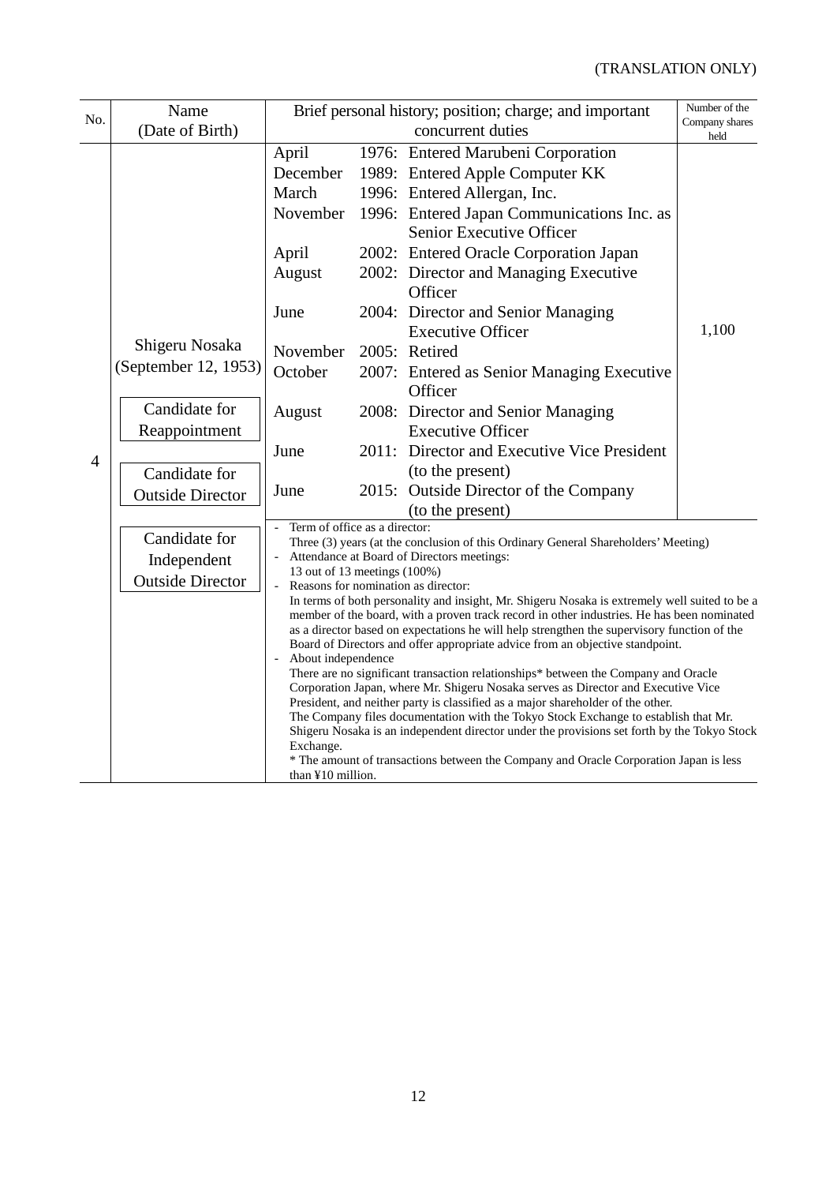(TRANSLATION ONLY)

| No. | Name (Date of Birth) | Brief personal history; position; charge; and important concurrent duties | Number of the Company shares held |
|---|---|---|---|
| 4 | Shigeru Nosaka (September 12, 1953)<br><br>Candidate for Reappointment<br><br>Candidate for Outside Director<br><br>Candidate for Independent Outside Director | April 1976: Entered Marubeni Corporation<br>December 1989: Entered Apple Computer KK<br>March 1996: Entered Allergan, Inc.<br>November 1996: Entered Japan Communications Inc. as Senior Executive Officer<br>April 2002: Entered Oracle Corporation Japan<br>August 2002: Director and Managing Executive Officer<br>June 2004: Director and Senior Managing Executive Officer<br>November 2005: Retired<br>October 2007: Entered as Senior Managing Executive Officer<br>August 2008: Director and Senior Managing Executive Officer<br>June 2011: Director and Executive Vice President (to the present)<br>June 2015: Outside Director of the Company (to the present) | 1,100 |
| | | - Term of office as a director:<br>Three (3) years (at the conclusion of this Ordinary General Shareholders' Meeting)<br>- Attendance at Board of Directors meetings:<br>13 out of 13 meetings (100%)<br>- Reasons for nomination as director:<br>In terms of both personality and insight, Mr. Shigeru Nosaka is extremely well suited to be a member of the board, with a proven track record in other industries. He has been nominated as a director based on expectations he will help strengthen the supervisory function of the Board of Directors and offer appropriate advice from an objective standpoint.<br>- About independence<br>There are no significant transaction relationships* between the Company and Oracle Corporation Japan, where Mr. Shigeru Nosaka serves as Director and Executive Vice President, and neither party is classified as a major shareholder of the other.<br>The Company files documentation with the Tokyo Stock Exchange to establish that Mr. Shigeru Nosaka is an independent director under the provisions set forth by the Tokyo Stock Exchange.<br>* The amount of transactions between the Company and Oracle Corporation Japan is less than ¥10 million. | |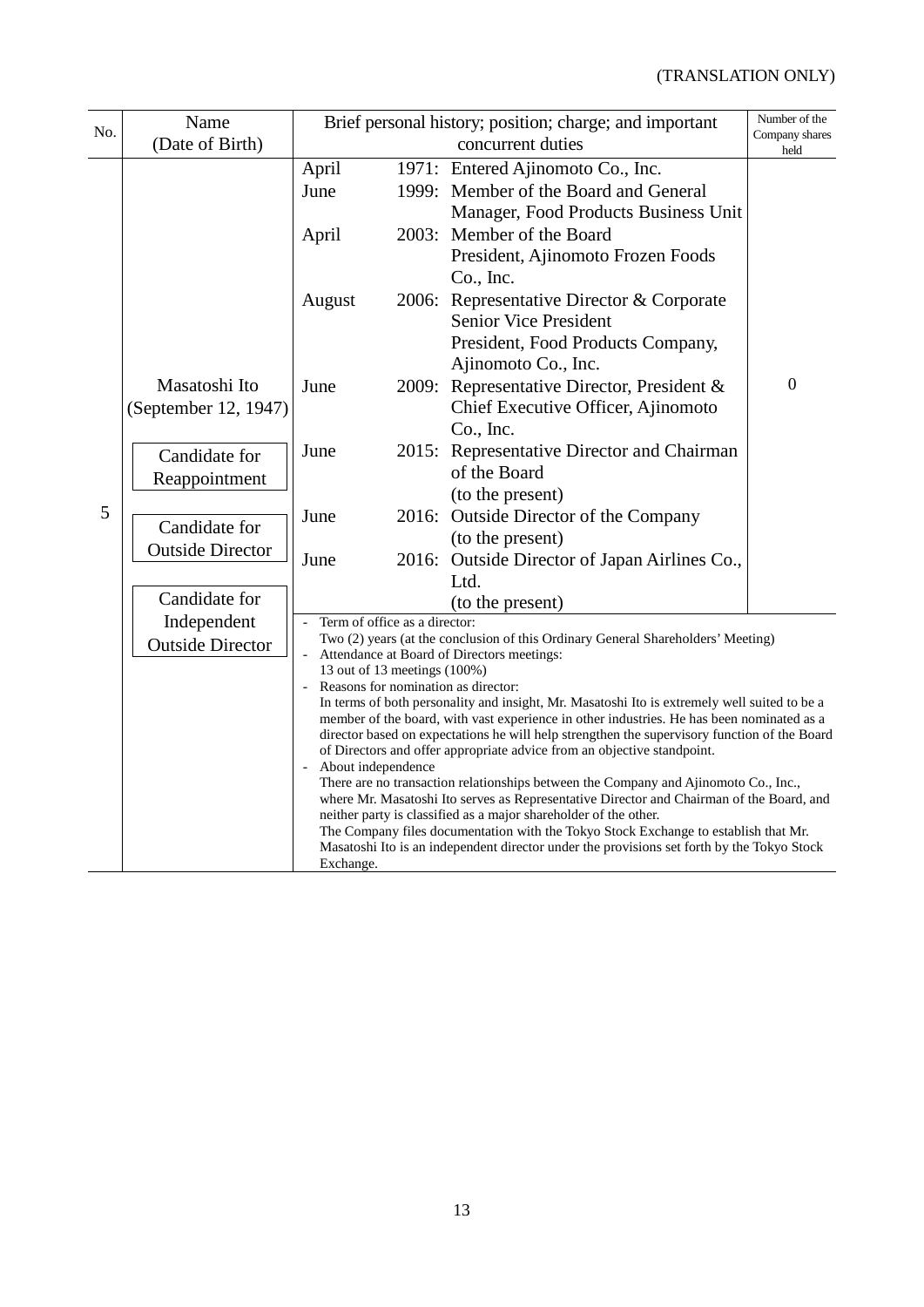(TRANSLATION ONLY)

| No. | Name (Date of Birth) | Brief personal history; position; charge; and important concurrent duties | Number of the Company shares held |
|---|---|---|---|
| 5 | Masatoshi Ito (September 12, 1947)<br><br>Candidate for Reappointment<br><br>Candidate for Outside Director<br><br>Candidate for Independent Outside Director | April 1971: Entered Ajinomoto Co., Inc.<br>June 1999: Member of the Board and General Manager, Food Products Business Unit<br>April 2003: Member of the Board President, Ajinomoto Frozen Foods Co., Inc.<br>August 2006: Representative Director & Corporate Senior Vice President President, Food Products Company, Ajinomoto Co., Inc.<br>June 2009: Representative Director, President & Chief Executive Officer, Ajinomoto Co., Inc.<br>June 2015: Representative Director and Chairman of the Board (to the present)<br>June 2016: Outside Director of the Company (to the present)<br>June 2016: Outside Director of Japan Airlines Co., Ltd. (to the present) | 0 |
| | | - Term of office as a director:<br>Two (2) years (at the conclusion of this Ordinary General Shareholders' Meeting)<br>- Attendance at Board of Directors meetings:<br>13 out of 13 meetings (100%)<br>- Reasons for nomination as director:<br>In terms of both personality and insight, Mr. Masatoshi Ito is extremely well suited to be a member of the board, with vast experience in other industries. He has been nominated as a director based on expectations he will help strengthen the supervisory function of the Board of Directors and offer appropriate advice from an objective standpoint.<br>- About independence<br>There are no transaction relationships between the Company and Ajinomoto Co., Inc., where Mr. Masatoshi Ito serves as Representative Director and Chairman of the Board, and neither party is classified as a major shareholder of the other.<br>The Company files documentation with the Tokyo Stock Exchange to establish that Mr. Masatoshi Ito is an independent director under the provisions set forth by the Tokyo Stock Exchange. | |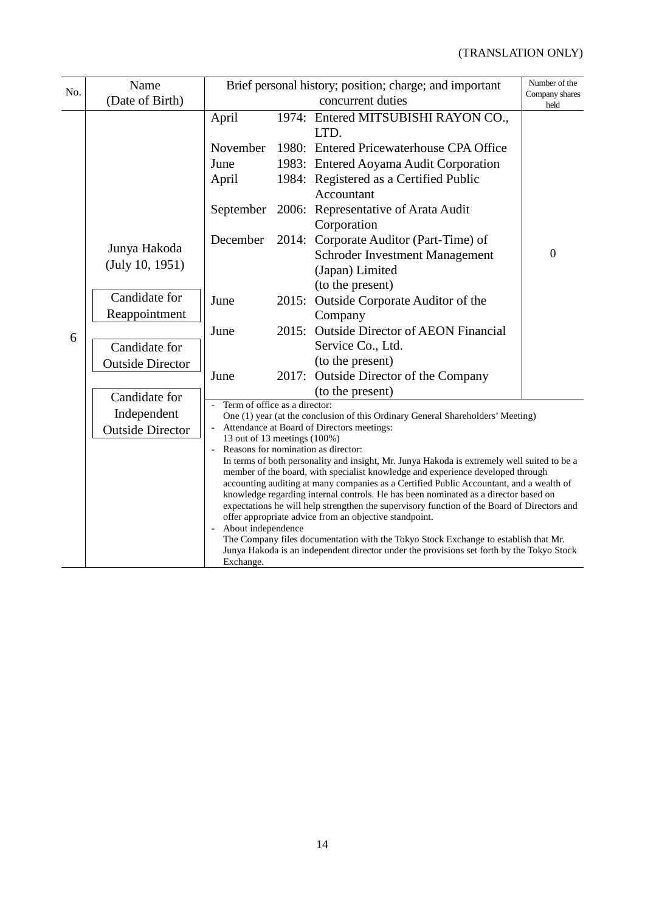(TRANSLATION ONLY)

| No. | Name (Date of Birth) | Brief personal history; position; charge; and important concurrent duties | Number of the Company shares held |
|---|---|---|---|
| 6 | Junya Hakoda (July 10, 1951)<br><br>Candidate for Reappointment<br><br>Candidate for Outside Director<br><br>Candidate for Independent Outside Director | April 1974: Entered MITSUBISHI RAYON CO., LTD.<br>November 1980: Entered Pricewaterhouse CPA Office<br>June 1983: Entered Aoyama Audit Corporation<br>April 1984: Registered as a Certified Public Accountant<br>September 2006: Representative of Arata Audit Corporation<br>December 2014: Corporate Auditor (Part-Time) of Schroder Investment Management (Japan) Limited (to the present)<br>June 2015: Outside Corporate Auditor of the Company<br>June 2015: Outside Director of AEON Financial Service Co., Ltd. (to the present)<br>June 2017: Outside Director of the Company (to the present) | 0 |
| | | - Term of office as a director:<br>One (1) year (at the conclusion of this Ordinary General Shareholders' Meeting)<br>- Attendance at Board of Directors meetings:<br>13 out of 13 meetings (100%)<br>- Reasons for nomination as director:<br>In terms of both personality and insight, Mr. Junya Hakoda is extremely well suited to be a member of the board, with specialist knowledge and experience developed through accounting auditing at many companies as a Certified Public Accountant, and a wealth of knowledge regarding internal controls. He has been nominated as a director based on expectations he will help strengthen the supervisory function of the Board of Directors and offer appropriate advice from an objective standpoint.<br>- About independence<br>The Company files documentation with the Tokyo Stock Exchange to establish that Mr. Junya Hakoda is an independent director under the provisions set forth by the Tokyo Stock Exchange. | |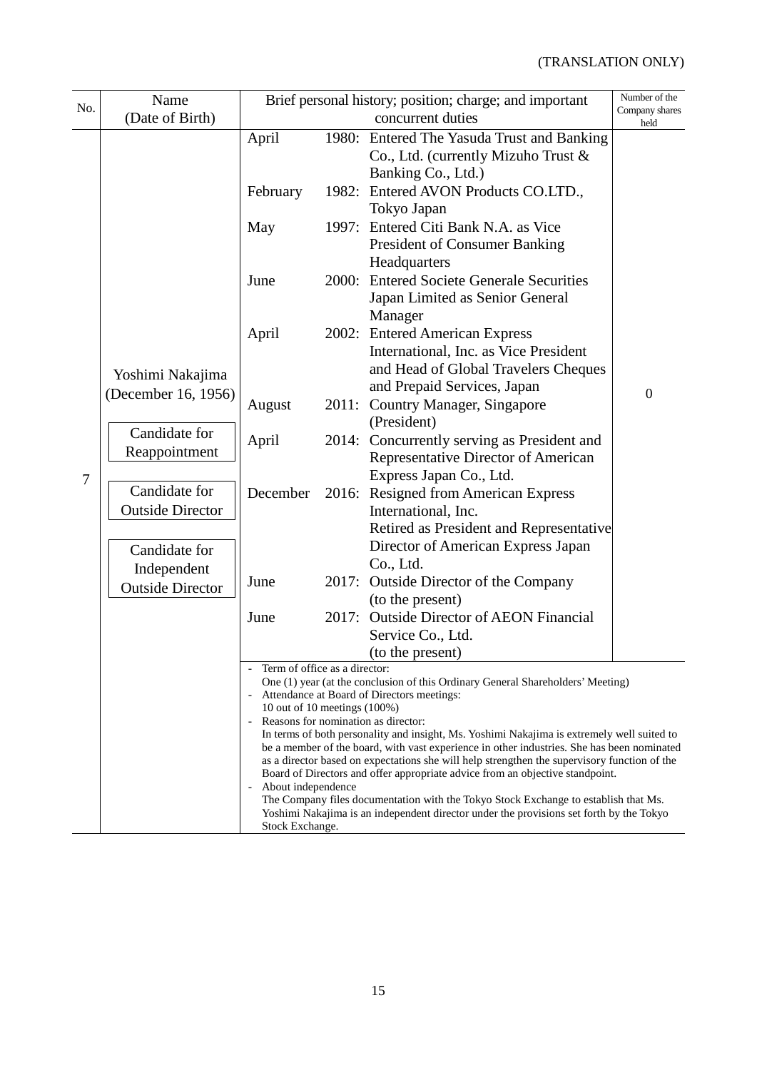(TRANSLATION ONLY)

| No. | Name (Date of Birth) | Brief personal history; position; charge; and important concurrent duties | Number of the Company shares held |
|---|---|---|---|
| 7 | Yoshimi Nakajima (December 16, 1956)<br><br>Candidate for Reappointment<br><br>Candidate for Outside Director<br><br>Candidate for Independent Outside Director | April 1980: Entered The Yasuda Trust and Banking Co., Ltd. (currently Mizuho Trust & Banking Co., Ltd.)<br>February 1982: Entered AVON Products CO.LTD., Tokyo Japan<br>May 1997: Entered Citi Bank N.A. as Vice President of Consumer Banking Headquarters<br>June 2000: Entered Societe Generale Securities Japan Limited as Senior General Manager<br>April 2002: Entered American Express International, Inc. as Vice President and Head of Global Travelers Cheques and Prepaid Services, Japan<br>August 2011: Country Manager, Singapore (President)<br>April 2014: Concurrently serving as President and Representative Director of American Express Japan Co., Ltd.<br>December 2016: Resigned from American Express International, Inc.<br>Retired as President and Representative Director of American Express Japan Co., Ltd.<br>June 2017: Outside Director of the Company (to the present)<br>June 2017: Outside Director of AEON Financial Service Co., Ltd. (to the present) | 0 |
| | | - Term of office as a director:<br>One (1) year (at the conclusion of this Ordinary General Shareholders' Meeting)<br>- Attendance at Board of Directors meetings:<br>10 out of 10 meetings (100%)<br>- Reasons for nomination as director:<br>In terms of both personality and insight, Ms. Yoshimi Nakajima is extremely well suited to be a member of the board, with vast experience in other industries. She has been nominated as a director based on expectations she will help strengthen the supervisory function of the Board of Directors and offer appropriate advice from an objective standpoint.<br>- About independence<br>The Company files documentation with the Tokyo Stock Exchange to establish that Ms. Yoshimi Nakajima is an independent director under the provisions set forth by the Tokyo Stock Exchange. | |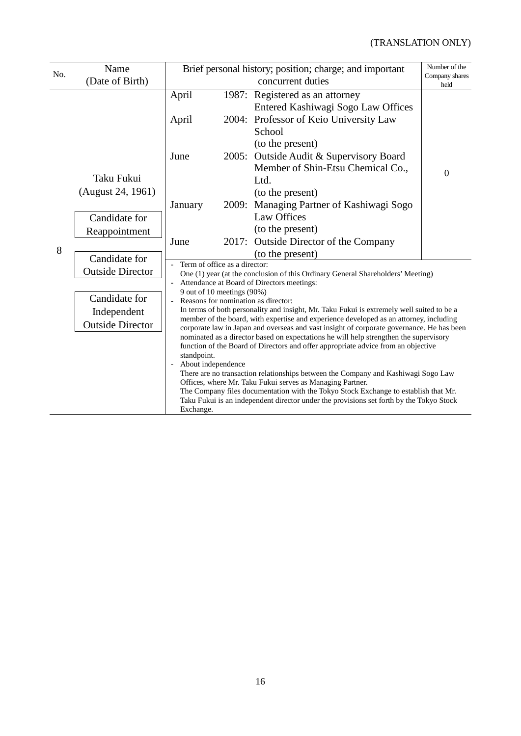(TRANSLATION ONLY)

| No. | Name (Date of Birth) | Brief personal history; position; charge; and important concurrent duties | Number of the Company shares held |
|---|---|---|---|
| 8 | Taku Fukui (August 24, 1961)<br><br>Candidate for Reappointment<br><br>Candidate for Outside Director<br><br>Candidate for Independent Outside Director | April 1987: Registered as an attorney<br>Entered Kashiwagi Sogo Law Offices<br>April 2004: Professor of Keio University Law School<br>(to the present)<br>June 2005: Outside Audit & Supervisory Board Member of Shin-Etsu Chemical Co., Ltd.<br>(to the present)<br>January 2009: Managing Partner of Kashiwagi Sogo Law Offices<br>(to the present)<br>June 2017: Outside Director of the Company<br>(to the present) | 0 |
| | | - Term of office as a director:<br>One (1) year (at the conclusion of this Ordinary General Shareholders' Meeting)<br>- Attendance at Board of Directors meetings:<br>9 out of 10 meetings (90%)<br>- Reasons for nomination as director:<br>In terms of both personality and insight, Mr. Taku Fukui is extremely well suited to be a member of the board, with expertise and experience developed as an attorney, including corporate law in Japan and overseas and vast insight of corporate governance. He has been nominated as a director based on expectations he will help strengthen the supervisory function of the Board of Directors and offer appropriate advice from an objective standpoint.<br>- About independence<br>There are no transaction relationships between the Company and Kashiwagi Sogo Law Offices, where Mr. Taku Fukui serves as Managing Partner.<br>The Company files documentation with the Tokyo Stock Exchange to establish that Mr. Taku Fukui is an independent director under the provisions set forth by the Tokyo Stock Exchange. | |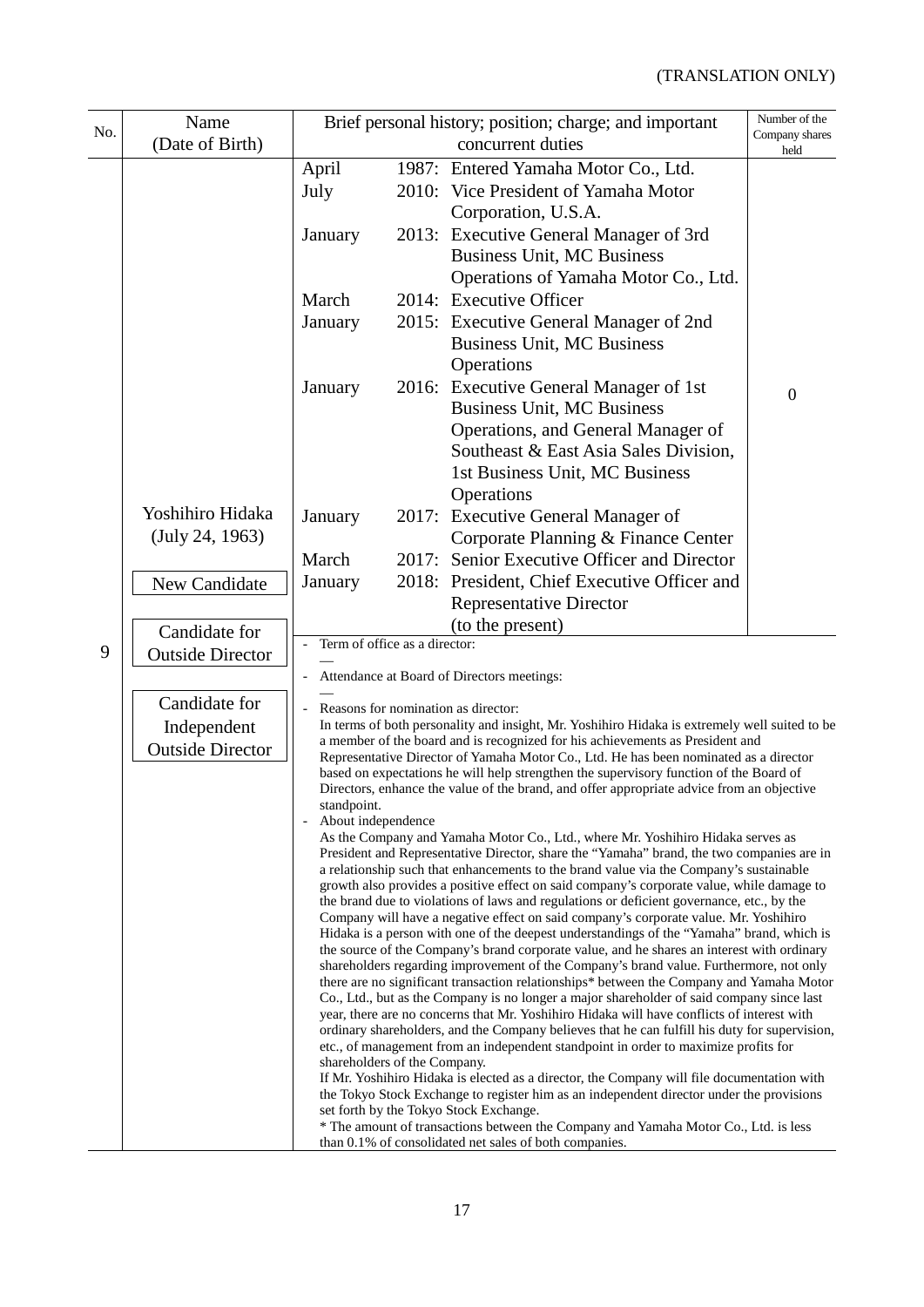(TRANSLATION ONLY)

| No. | Name (Date of Birth) | Brief personal history; position; charge; and important concurrent duties | Number of the Company shares held |
|---|---|---|---|
| 9 | Yoshihiro Hidaka (July 24, 1963)<br><br>New Candidate<br><br>Candidate for Outside Director<br><br>Candidate for Independent Outside Director | April 1987: Entered Yamaha Motor Co., Ltd.<br>July 2010: Vice President of Yamaha Motor Corporation, U.S.A.<br>January 2013: Executive General Manager of 3rd Business Unit, MC Business Operations of Yamaha Motor Co., Ltd.<br>March 2014: Executive Officer<br>January 2015: Executive General Manager of 2nd Business Unit, MC Business Operations<br>January 2016: Executive General Manager of 1st Business Unit, MC Business Operations, and General Manager of Southeast & East Asia Sales Division, 1st Business Unit, MC Business Operations<br>January 2017: Executive General Manager of Corporate Planning & Finance Center<br>March 2017: Senior Executive Officer and Director<br>January 2018: President, Chief Executive Officer and Representative Director (to the present) | 0 |

- Term of office as a director:
  —
- Attendance at Board of Directors meetings:
  —
- Reasons for nomination as director:
  In terms of both personality and insight, Mr. Yoshihiro Hidaka is extremely well suited to be a member of the board and is recognized for his achievements as President and Representative Director of Yamaha Motor Co., Ltd. He has been nominated as a director based on expectations he will help strengthen the supervisory function of the Board of Directors, enhance the value of the brand, and offer appropriate advice from an objective standpoint.
- About independence
  As the Company and Yamaha Motor Co., Ltd., where Mr. Yoshihiro Hidaka serves as President and Representative Director, share the "Yamaha" brand, the two companies are in a relationship such that enhancements to the brand value via the Company's sustainable growth also provides a positive effect on said company's corporate value, while damage to the brand due to violations of laws and regulations or deficient governance, etc., by the Company will have a negative effect on said company's corporate value. Mr. Yoshihiro Hidaka is a person with one of the deepest understandings of the "Yamaha" brand, which is the source of the Company's brand corporate value, and he shares an interest with ordinary shareholders regarding improvement of the Company's brand value. Furthermore, not only there are no significant transaction relationships* between the Company and Yamaha Motor Co., Ltd., but as the Company is no longer a major shareholder of said company since last year, there are no concerns that Mr. Yoshihiro Hidaka will have conflicts of interest with ordinary shareholders, and the Company believes that he can fulfill his duty for supervision, etc., of management from an independent standpoint in order to maximize profits for shareholders of the Company.
  If Mr. Yoshihiro Hidaka is elected as a director, the Company will file documentation with the Tokyo Stock Exchange to register him as an independent director under the provisions set forth by the Tokyo Stock Exchange.
  * The amount of transactions between the Company and Yamaha Motor Co., Ltd. is less than 0.1% of consolidated net sales of both companies.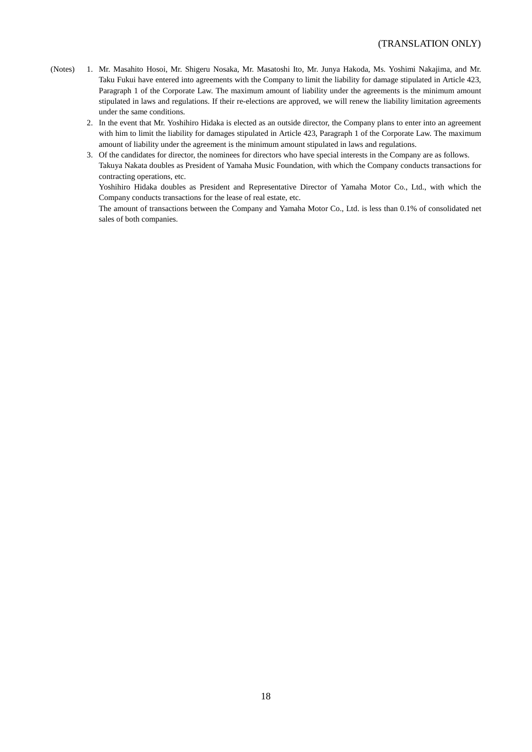(TRANSLATION ONLY)

(Notes)

1. Mr. Masahito Hosoi, Mr. Shigeru Nosaka, Mr. Masatoshi Ito, Mr. Junya Hakoda, Ms. Yoshimi Nakajima, and Mr. Taku Fukui have entered into agreements with the Company to limit the liability for damage stipulated in Article 423, Paragraph 1 of the Corporate Law. The maximum amount of liability under the agreements is the minimum amount stipulated in laws and regulations. If their re-elections are approved, we will renew the liability limitation agreements under the same conditions.
2. In the event that Mr. Yoshihiro Hidaka is elected as an outside director, the Company plans to enter into an agreement with him to limit the liability for damages stipulated in Article 423, Paragraph 1 of the Corporate Law. The maximum amount of liability under the agreement is the minimum amount stipulated in laws and regulations.
3. Of the candidates for director, the nominees for directors who have special interests in the Company are as follows.
   Takuya Nakata doubles as President of Yamaha Music Foundation, with which the Company conducts transactions for contracting operations, etc.
   Yoshihiro Hidaka doubles as President and Representative Director of Yamaha Motor Co., Ltd., with which the Company conducts transactions for the lease of real estate, etc.
   The amount of transactions between the Company and Yamaha Motor Co., Ltd. is less than 0.1% of consolidated net sales of both companies.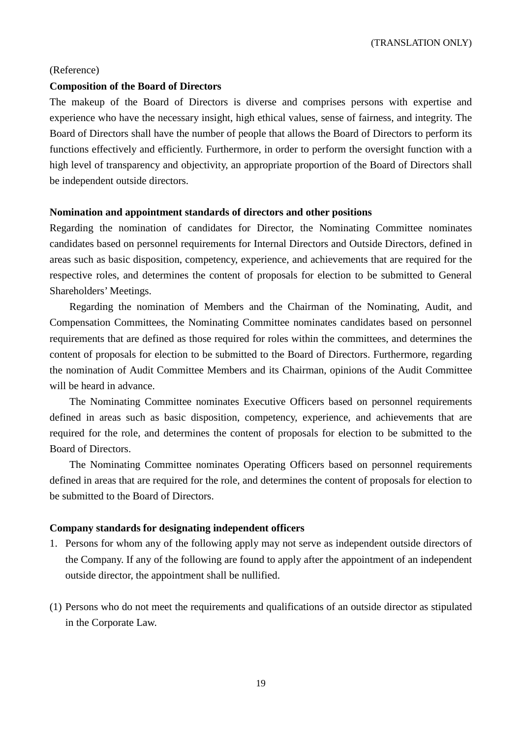(TRANSLATION ONLY)

(Reference)

**Composition of the Board of Directors**

The makeup of the Board of Directors is diverse and comprises persons with expertise and experience who have the necessary insight, high ethical values, sense of fairness, and integrity. The Board of Directors shall have the number of people that allows the Board of Directors to perform its functions effectively and efficiently. Furthermore, in order to perform the oversight function with a high level of transparency and objectivity, an appropriate proportion of the Board of Directors shall be independent outside directors.

**Nomination and appointment standards of directors and other positions**

Regarding the nomination of candidates for Director, the Nominating Committee nominates candidates based on personnel requirements for Internal Directors and Outside Directors, defined in areas such as basic disposition, competency, experience, and achievements that are required for the respective roles, and determines the content of proposals for election to be submitted to General Shareholders' Meetings.

Regarding the nomination of Members and the Chairman of the Nominating, Audit, and Compensation Committees, the Nominating Committee nominates candidates based on personnel requirements that are defined as those required for roles within the committees, and determines the content of proposals for election to be submitted to the Board of Directors. Furthermore, regarding the nomination of Audit Committee Members and its Chairman, opinions of the Audit Committee will be heard in advance.

The Nominating Committee nominates Executive Officers based on personnel requirements defined in areas such as basic disposition, competency, experience, and achievements that are required for the role, and determines the content of proposals for election to be submitted to the Board of Directors.

The Nominating Committee nominates Operating Officers based on personnel requirements defined in areas that are required for the role, and determines the content of proposals for election to be submitted to the Board of Directors.

**Company standards for designating independent officers**

1. Persons for whom any of the following apply may not serve as independent outside directors of the Company. If any of the following are found to apply after the appointment of an independent outside director, the appointment shall be nullified.

(1) Persons who do not meet the requirements and qualifications of an outside director as stipulated in the Corporate Law.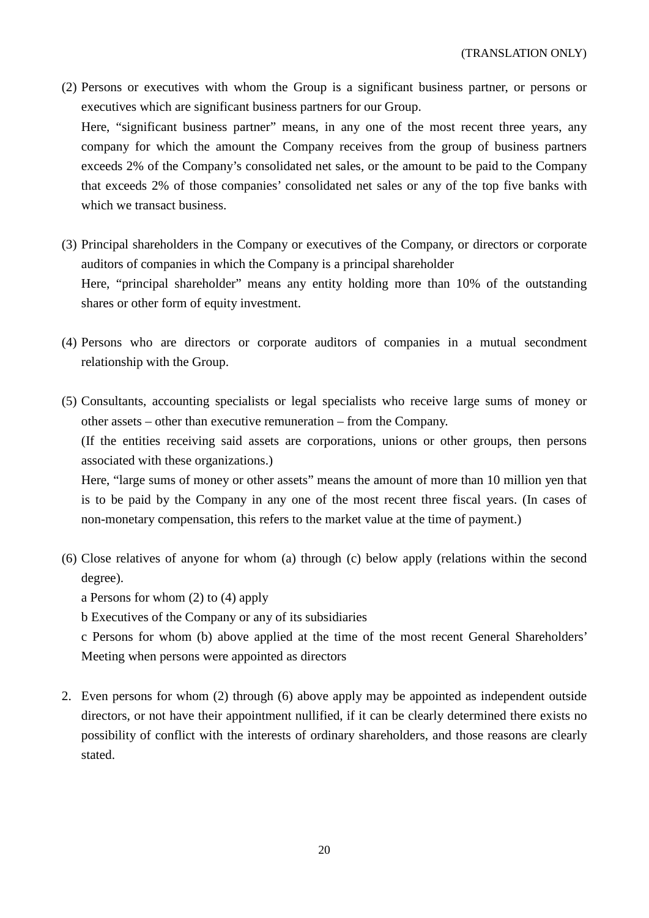(TRANSLATION ONLY)

(2) Persons or executives with whom the Group is a significant business partner, or persons or executives which are significant business partners for our Group.
Here, “significant business partner” means, in any one of the most recent three years, any company for which the amount the Company receives from the group of business partners exceeds 2% of the Company’s consolidated net sales, or the amount to be paid to the Company that exceeds 2% of those companies’ consolidated net sales or any of the top five banks with which we transact business.

(3) Principal shareholders in the Company or executives of the Company, or directors or corporate auditors of companies in which the Company is a principal shareholder
Here, “principal shareholder” means any entity holding more than 10% of the outstanding shares or other form of equity investment.

(4) Persons who are directors or corporate auditors of companies in a mutual secondment relationship with the Group.

(5) Consultants, accounting specialists or legal specialists who receive large sums of money or other assets – other than executive remuneration – from the Company.
(If the entities receiving said assets are corporations, unions or other groups, then persons associated with these organizations.)
Here, “large sums of money or other assets” means the amount of more than 10 million yen that is to be paid by the Company in any one of the most recent three fiscal years. (In cases of non-monetary compensation, this refers to the market value at the time of payment.)

(6) Close relatives of anyone for whom (a) through (c) below apply (relations within the second degree).
a Persons for whom (2) to (4) apply
b Executives of the Company or any of its subsidiaries
c Persons for whom (b) above applied at the time of the most recent General Shareholders’ Meeting when persons were appointed as directors

2. Even persons for whom (2) through (6) above apply may be appointed as independent outside directors, or not have their appointment nullified, if it can be clearly determined there exists no possibility of conflict with the interests of ordinary shareholders, and those reasons are clearly stated.